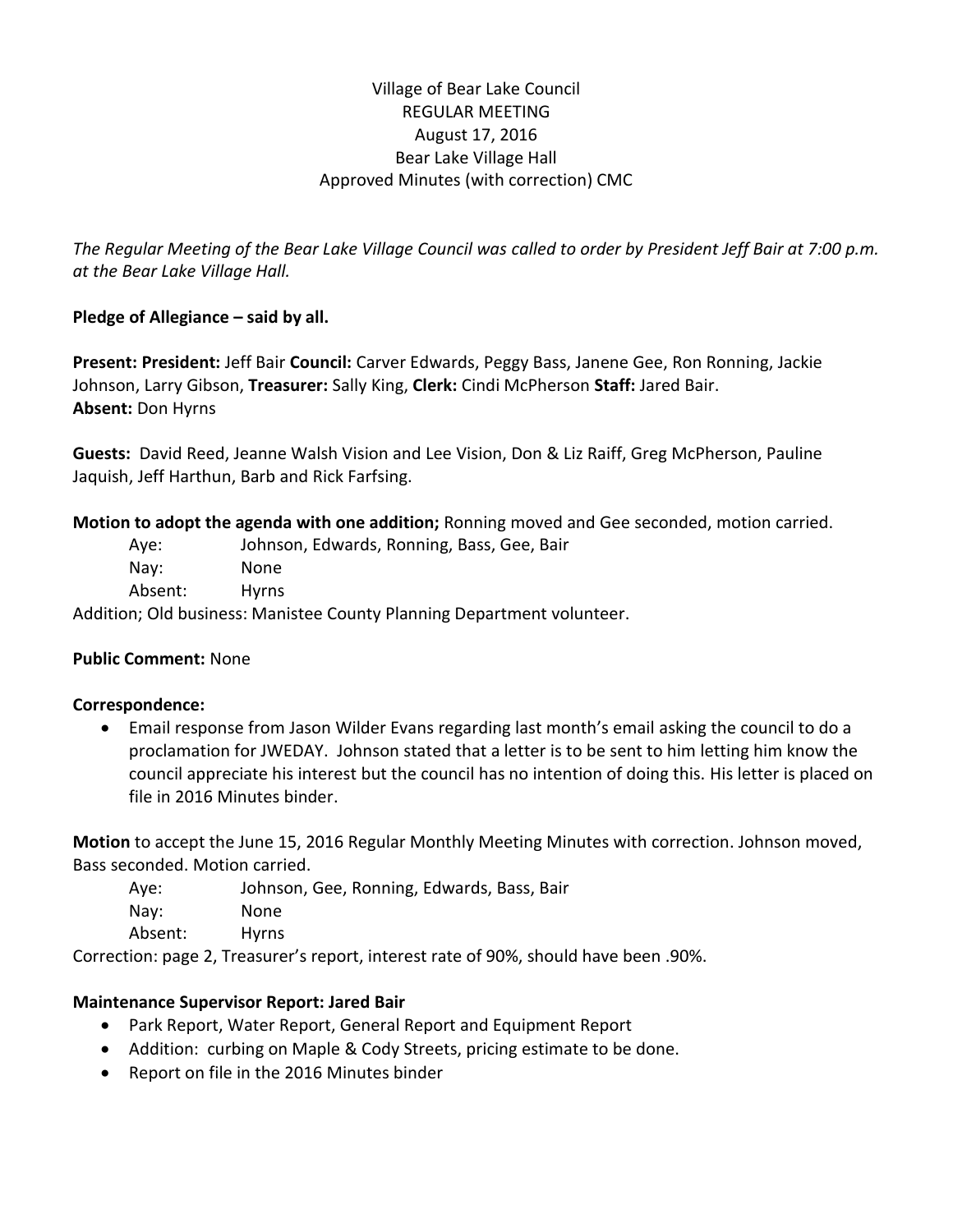Village of Bear Lake Council
REGULAR MEETING
August 17, 2016
Bear Lake Village Hall
Approved Minutes (with correction) CMC

*The Regular Meeting of the Bear Lake Village Council was called to order by President Jeff Bair at 7:00 p.m. at the Bear Lake Village Hall.*

**Pledge of Allegiance – said by all.**

**Present: President:** Jeff Bair **Council:** Carver Edwards, Peggy Bass, Janene Gee, Ron Ronning, Jackie Johnson, Larry Gibson, **Treasurer:** Sally King, **Clerk:** Cindi McPherson **Staff:** Jared Bair.
**Absent:** Don Hyrns

**Guests:** David Reed, Jeanne Walsh Vision and Lee Vision, Don & Liz Raiff, Greg McPherson, Pauline Jaquish, Jeff Harthun, Barb and Rick Farfsing.

**Motion to adopt the agenda with one addition;** Ronning moved and Gee seconded, motion carried.

Aye: Johnson, Edwards, Ronning, Bass, Gee, Bair
Nay: None
Absent: Hyrns

Addition; Old business: Manistee County Planning Department volunteer.

**Public Comment:** None

**Correspondence:**

- Email response from Jason Wilder Evans regarding last month's email asking the council to do a proclamation for JWEDAY. Johnson stated that a letter is to be sent to him letting him know the council appreciate his interest but the council has no intention of doing this. His letter is placed on file in 2016 Minutes binder.

**Motion** to accept the June 15, 2016 Regular Monthly Meeting Minutes with correction. Johnson moved, Bass seconded. Motion carried.

Aye: Johnson, Gee, Ronning, Edwards, Bass, Bair
Nay: None
Absent: Hyrns

Correction: page 2, Treasurer's report, interest rate of 90%, should have been .90%.

**Maintenance Supervisor Report: Jared Bair**

- Park Report, Water Report, General Report and Equipment Report
- Addition: curbing on Maple & Cody Streets, pricing estimate to be done.
- Report on file in the 2016 Minutes binder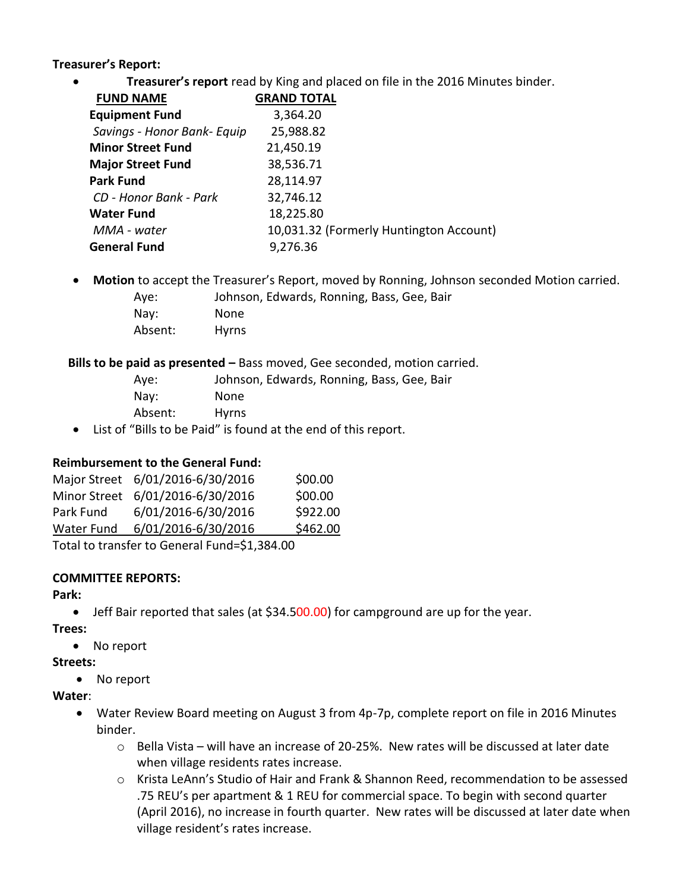**Treasurer's Report:**

- **Treasurer's report** read by King and placed on file in the 2016 Minutes binder.

| FUND NAME | GRAND TOTAL |
|---|---|
| **Equipment Fund** | 3,364.20 |
| *Savings - Honor Bank- Equip* | 25,988.82 |
| **Minor Street Fund** | 21,450.19 |
| **Major Street Fund** | 38,536.71 |
| **Park Fund** | 28,114.97 |
| *CD - Honor Bank - Park* | 32,746.12 |
| **Water Fund** | 18,225.80 |
| *MMA - water* | 10,031.32 (Formerly Huntington Account) |
| **General Fund** | 9,276.36 |

- **Motion** to accept the Treasurer's Report, moved by Ronning, Johnson seconded Motion carried.

  Aye: Johnson, Edwards, Ronning, Bass, Gee, Bair
  Nay: None
  Absent: Hyrns

**Bills to be paid as presented –** Bass moved, Gee seconded, motion carried.

  Aye: Johnson, Edwards, Ronning, Bass, Gee, Bair
  Nay: None
  Absent: Hyrns

- List of "Bills to be Paid" is found at the end of this report.

**Reimbursement to the General Fund:**

| | | |
|---|---|---|
| Major Street | 6/01/2016-6/30/2016 | $00.00 |
| Minor Street | 6/01/2016-6/30/2016 | $00.00 |
| Park Fund | 6/01/2016-6/30/2016 | $922.00 |
| Water Fund | 6/01/2016-6/30/2016 | $462.00 |

Total to transfer to General Fund=$1,384.00

**COMMITTEE REPORTS:**

**Park:**

- Jeff Bair reported that sales (at $34.500.00) for campground are up for the year.

**Trees:**

- No report

**Streets:**

- No report

**Water**:

- Water Review Board meeting on August 3 from 4p-7p, complete report on file in 2016 Minutes binder.
  - Bella Vista – will have an increase of 20-25%. New rates will be discussed at later date when village residents rates increase.
  - Krista LeAnn's Studio of Hair and Frank & Shannon Reed, recommendation to be assessed .75 REU's per apartment & 1 REU for commercial space. To begin with second quarter (April 2016), no increase in fourth quarter. New rates will be discussed at later date when village resident's rates increase.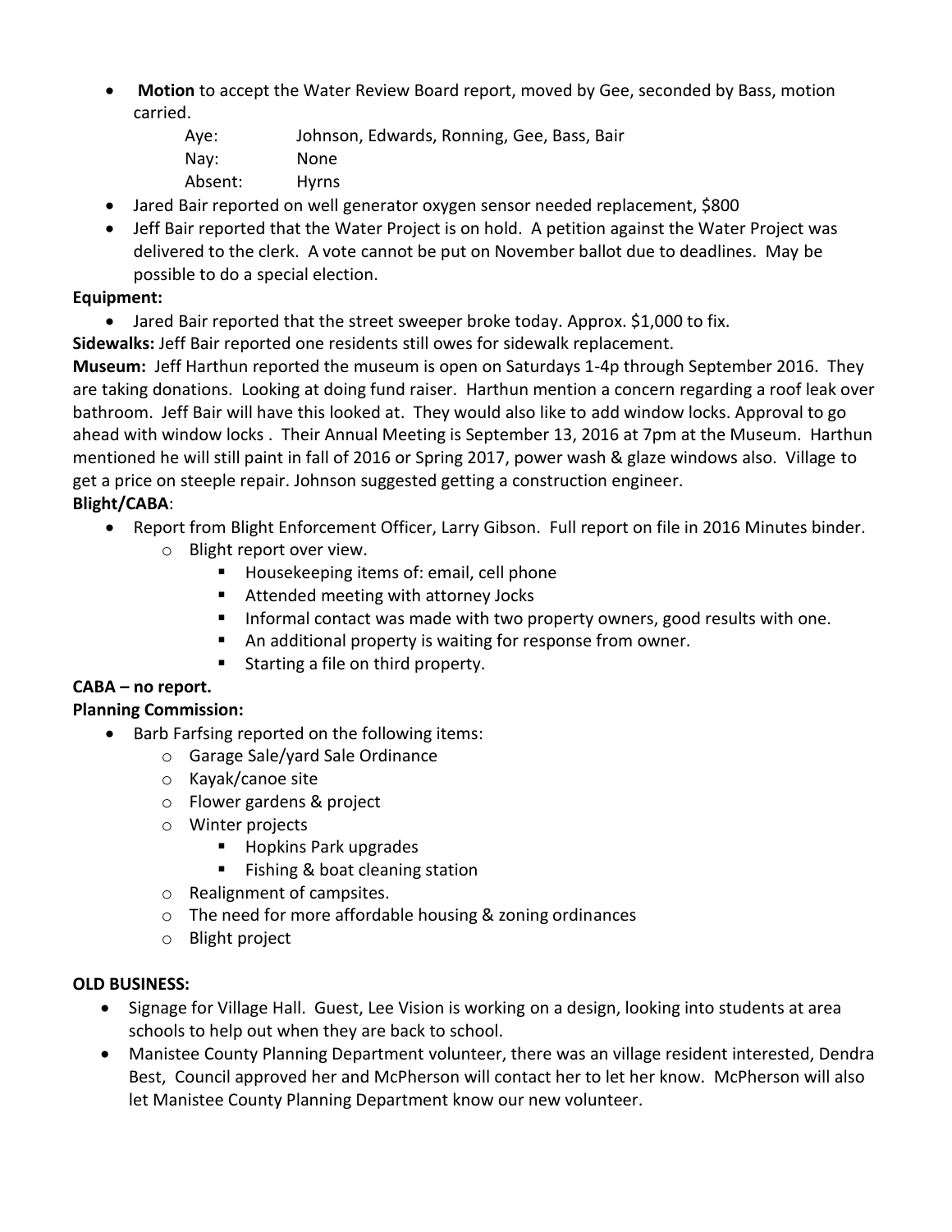- **Motion** to accept the Water Review Board report, moved by Gee, seconded by Bass, motion carried.

  Aye: Johnson, Edwards, Ronning, Gee, Bass, Bair
  Nay: None
  Absent: Hyrns

- Jared Bair reported on well generator oxygen sensor needed replacement, $800
- Jeff Bair reported that the Water Project is on hold. A petition against the Water Project was delivered to the clerk. A vote cannot be put on November ballot due to deadlines. May be possible to do a special election.

**Equipment:**

- Jared Bair reported that the street sweeper broke today. Approx. $1,000 to fix.

**Sidewalks:** Jeff Bair reported one residents still owes for sidewalk replacement.

**Museum:** Jeff Harthun reported the museum is open on Saturdays 1-4p through September 2016. They are taking donations. Looking at doing fund raiser. Harthun mention a concern regarding a roof leak over bathroom. Jeff Bair will have this looked at. They would also like to add window locks. Approval to go ahead with window locks . Their Annual Meeting is September 13, 2016 at 7pm at the Museum. Harthun mentioned he will still paint in fall of 2016 or Spring 2017, power wash & glaze windows also. Village to get a price on steeple repair. Johnson suggested getting a construction engineer.

**Blight/CABA**:

- Report from Blight Enforcement Officer, Larry Gibson. Full report on file in 2016 Minutes binder.
  - Blight report over view.
    - Housekeeping items of: email, cell phone
    - Attended meeting with attorney Jocks
    - Informal contact was made with two property owners, good results with one.
    - An additional property is waiting for response from owner.
    - Starting a file on third property.

**CABA – no report.**

**Planning Commission:**

- Barb Farfsing reported on the following items:
  - Garage Sale/yard Sale Ordinance
  - Kayak/canoe site
  - Flower gardens & project
  - Winter projects
    - Hopkins Park upgrades
    - Fishing & boat cleaning station
  - Realignment of campsites.
  - The need for more affordable housing & zoning ordinances
  - Blight project

**OLD BUSINESS:**

- Signage for Village Hall. Guest, Lee Vision is working on a design, looking into students at area schools to help out when they are back to school.
- Manistee County Planning Department volunteer, there was an village resident interested, Dendra Best, Council approved her and McPherson will contact her to let her know. McPherson will also let Manistee County Planning Department know our new volunteer.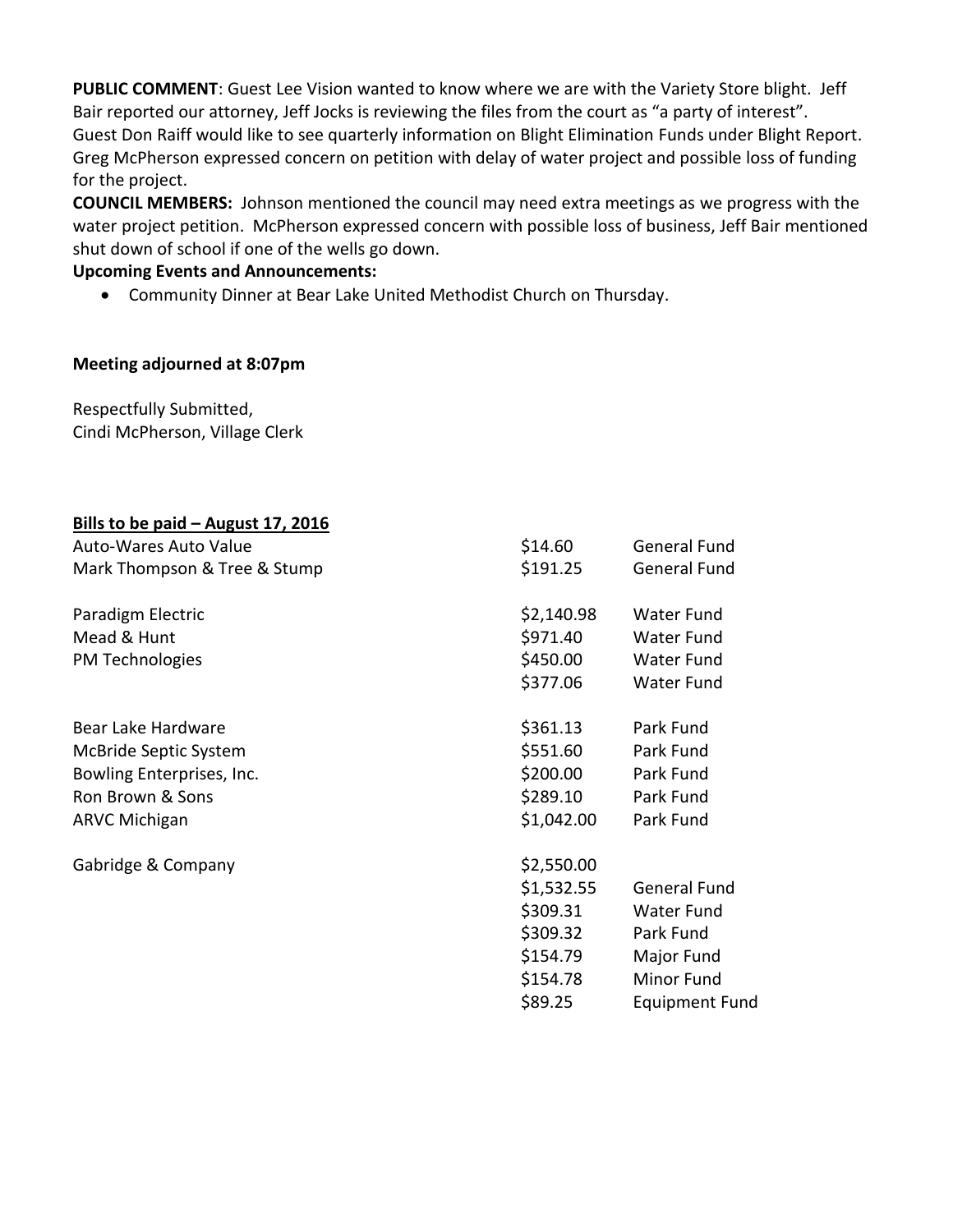**PUBLIC COMMENT**: Guest Lee Vision wanted to know where we are with the Variety Store blight. Jeff Bair reported our attorney, Jeff Jocks is reviewing the files from the court as "a party of interest". Guest Don Raiff would like to see quarterly information on Blight Elimination Funds under Blight Report. Greg McPherson expressed concern on petition with delay of water project and possible loss of funding for the project.

**COUNCIL MEMBERS:** Johnson mentioned the council may need extra meetings as we progress with the water project petition. McPherson expressed concern with possible loss of business, Jeff Bair mentioned shut down of school if one of the wells go down.

**Upcoming Events and Announcements:**

- Community Dinner at Bear Lake United Methodist Church on Thursday.

**Meeting adjourned at 8:07pm**

Respectfully Submitted,
Cindi McPherson, Village Clerk

**Bills to be paid – August 17, 2016**

| | | |
|---|---|---|
| Auto-Wares Auto Value | $14.60 | General Fund |
| Mark Thompson & Tree & Stump | $191.25 | General Fund |
| Paradigm Electric | $2,140.98 | Water Fund |
| Mead & Hunt | $971.40 | Water Fund |
| PM Technologies | $450.00 | Water Fund |
| | $377.06 | Water Fund |
| Bear Lake Hardware | $361.13 | Park Fund |
| McBride Septic System | $551.60 | Park Fund |
| Bowling Enterprises, Inc. | $200.00 | Park Fund |
| Ron Brown & Sons | $289.10 | Park Fund |
| ARVC Michigan | $1,042.00 | Park Fund |
| Gabridge & Company | $2,550.00 | |
| | $1,532.55 | General Fund |
| | $309.31 | Water Fund |
| | $309.32 | Park Fund |
| | $154.79 | Major Fund |
| | $154.78 | Minor Fund |
| | $89.25 | Equipment Fund |